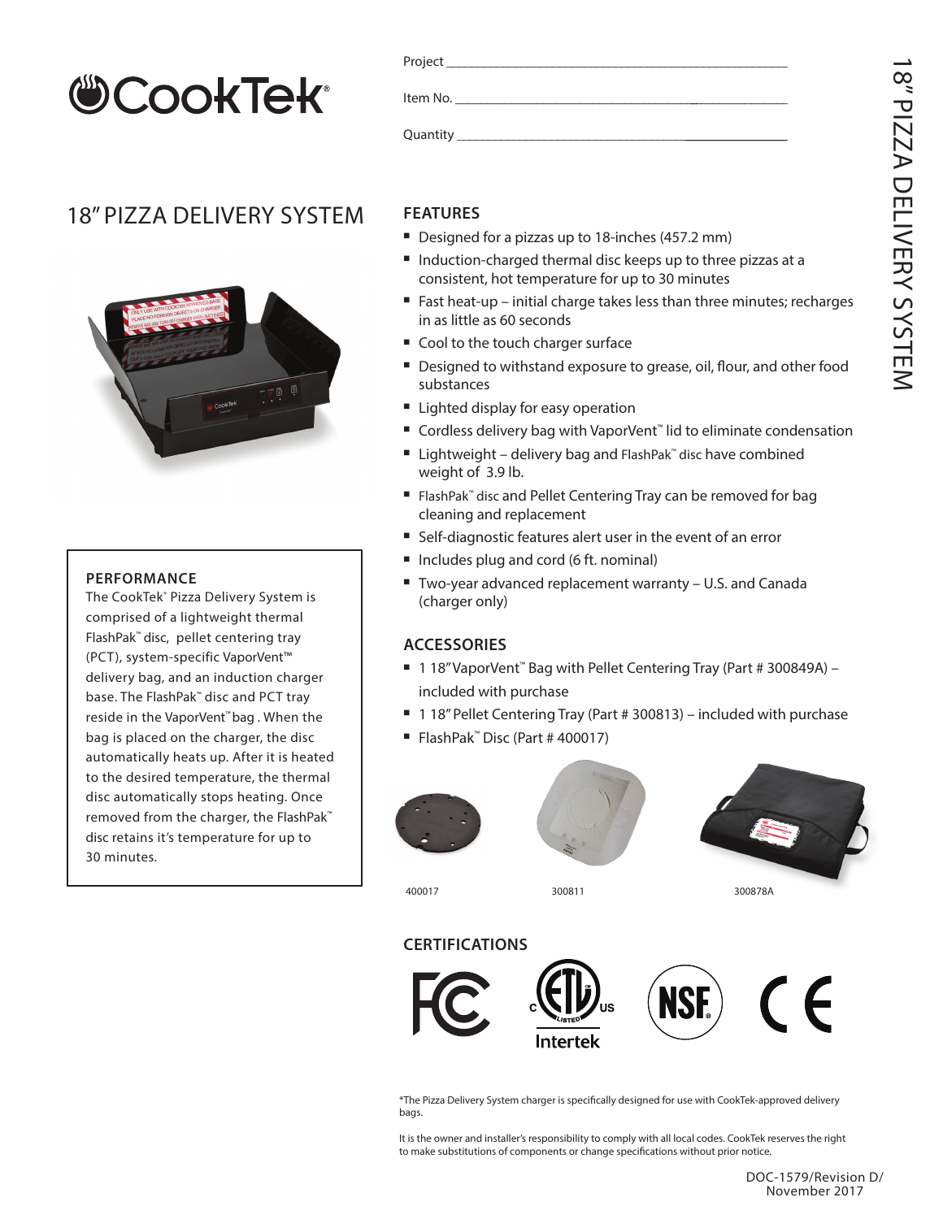# CookTek

Project ___________________________________________

Item No. ___________________________________________

Quantity ___________________________________________

## 18" PIZZA DELIVERY SYSTEM

### PERFORMANCE

The CookTek® Pizza Delivery System is comprised of a lightweight thermal FlashPak™ disc, pellet centering tray (PCT), system-specific VaporVent™ delivery bag, and an induction charger base. The FlashPak™ disc and PCT tray reside in the VaporVent™ bag . When the bag is placed on the charger, the disc automatically heats up. After it is heated to the desired temperature, the thermal disc automatically stops heating. Once removed from the charger, the FlashPak™ disc retains it's temperature for up to 30 minutes.

### FEATURES

- Designed for a pizzas up to 18-inches (457.2 mm)
- Induction-charged thermal disc keeps up to three pizzas at a consistent, hot temperature for up to 30 minutes
- Fast heat-up – initial charge takes less than three minutes; recharges in as little as 60 seconds
- Cool to the touch charger surface
- Designed to withstand exposure to grease, oil, flour, and other food substances
- Lighted display for easy operation
- Cordless delivery bag with VaporVent™ lid to eliminate condensation
- Lightweight – delivery bag and FlashPak™ disc have combined weight of 3.9 lb.
- FlashPak™ disc and Pellet Centering Tray can be removed for bag cleaning and replacement
- Self-diagnostic features alert user in the event of an error
- Includes plug and cord (6 ft. nominal)
- Two-year advanced replacement warranty – U.S. and Canada (charger only)

### ACCESSORIES

- 1 18" VaporVent™ Bag with Pellet Centering Tray (Part # 300849A) – included with purchase
- 1 18" Pellet Centering Tray (Part # 300813) – included with purchase
- FlashPak™ Disc (Part # 400017)

400017

300811

300878A

### CERTIFICATIONS

FC, ETL Listed (C US) Intertek, NSF, CE

*The Pizza Delivery System charger is specifically designed for use with CookTek-approved delivery bags.

It is the owner and installer's responsibility to comply with all local codes. CookTek reserves the right to make substitutions of components or change specifications without prior notice.

DOC-1579/Revision D/ November 2017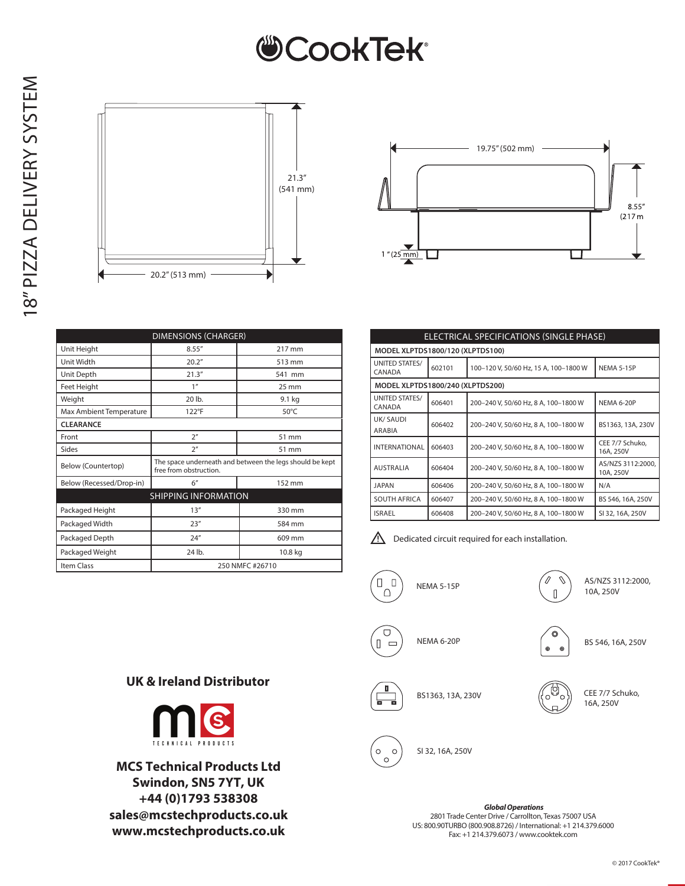# CookTek

## 18" PIZZA DELIVERY SYSTEM

21.3" (541 mm)

20.2" (513 mm)

19.75" (502 mm)

8.55" (217 m

1 " (25 mm)

| DIMENSIONS (CHARGER) | | |
|---|---|---|
| Unit Height | 8.55" | 217 mm |
| Unit Width | 20.2" | 513 mm |
| Unit Depth | 21.3" | 541 mm |
| Feet Height | 1" | 25 mm |
| Weight | 20 lb. | 9.1 kg |
| Max Ambient Temperature | 122°F | 50°C |
| **CLEARANCE** | | |
| Front | 2" | 51 mm |
| Sides | 2" | 51 mm |
| Below (Countertop) | The space underneath and between the legs should be kept free from obstruction. | |
| Below (Recessed/Drop-in) | 6" | 152 mm |
| **SHIPPING INFORMATION** | | |
| Packaged Height | 13" | 330 mm |
| Packaged Width | 23" | 584 mm |
| Packaged Depth | 24" | 609 mm |
| Packaged Weight | 24 lb. | 10.8 kg |
| Item Class | 250 NMFC #26710 | |

| ELECTRICAL SPECIFICATIONS (SINGLE PHASE) | | | |
|---|---|---|---|
| **MODEL XLPTDS1800/120 (XLPTDS100)** | | | |
| UNITED STATES/ CANADA | 602101 | 100–120 V, 50/60 Hz, 15 A, 100–1800 W | NEMA 5-15P |
| **MODEL XLPTDS1800/240 (XLPTDS200)** | | | |
| UNITED STATES/ CANADA | 606401 | 200–240 V, 50/60 Hz, 8 A, 100–1800 W | NEMA 6-20P |
| UK/ SAUDI ARABIA | 606402 | 200–240 V, 50/60 Hz, 8 A, 100–1800 W | BS1363, 13A, 230V |
| INTERNATIONAL | 606403 | 200–240 V, 50/60 Hz, 8 A, 100–1800 W | CEE 7/7 Schuko, 16A, 250V |
| AUSTRALIA | 606404 | 200–240 V, 50/60 Hz, 8 A, 100–1800 W | AS/NZS 3112:2000, 10A, 250V |
| JAPAN | 606406 | 200–240 V, 50/60 Hz, 8 A, 100–1800 W | N/A |
| SOUTH AFRICA | 606407 | 200–240 V, 50/60 Hz, 8 A, 100–1800 W | BS 546, 16A, 250V |
| ISRAEL | 606408 | 200–240 V, 50/60 Hz, 8 A, 100–1800 W | SI 32, 16A, 250V |

⚠ Dedicated circuit required for each installation.

NEMA 5-15P

AS/NZS 3112:2000, 10A, 250V

NEMA 6-20P

BS 546, 16A, 250V

BS1363, 13A, 230V

CEE 7/7 Schuko, 16A, 250V

SI 32, 16A, 250V

## UK & Ireland Distributor

MCS TECHNICAL PRODUCTS

**MCS Technical Products Ltd**
**Swindon, SN5 7YT, UK**
**+44 (0)1793 538308**
**sales@mcstechproducts.co.uk**
**www.mcstechproducts.co.uk**

***Global Operations***
2801 Trade Center Drive / Carrollton, Texas 75007 USA
US: 800.90TURBO (800.908.8726) / International: +1 214.379.6000
Fax: +1 214.379.6073 / www.cooktek.com

© 2017 CookTek®